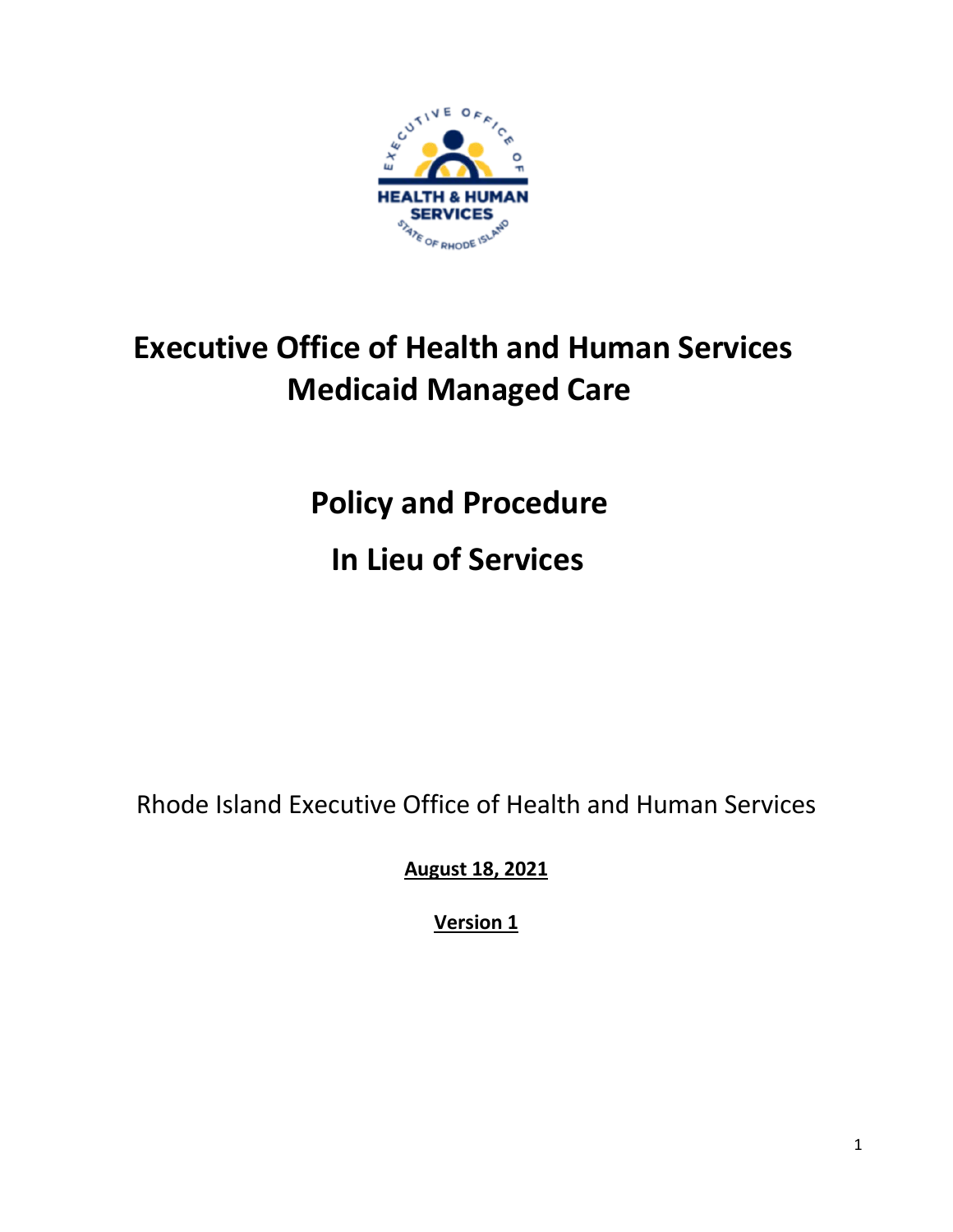# Executive Office of Health and Human Services
# Medicaid Managed Care

# Policy and Procedure

# In Lieu of Services

Rhode Island Executive Office of Health and Human Services

**August 18, 2021**

**Version 1**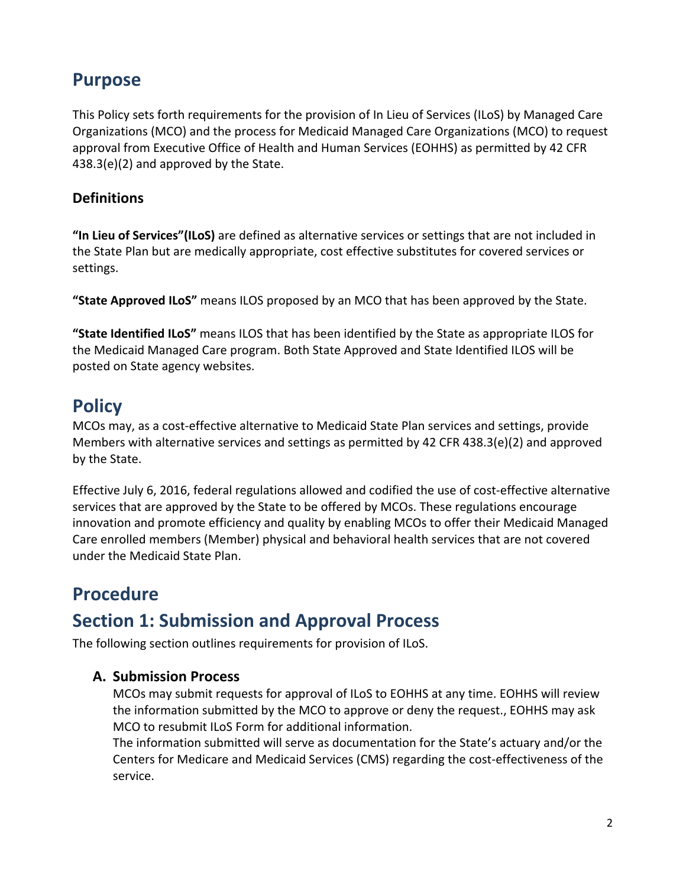# Purpose

This Policy sets forth requirements for the provision of In Lieu of Services (ILoS) by Managed Care Organizations (MCO) and the process for Medicaid Managed Care Organizations (MCO) to request approval from Executive Office of Health and Human Services (EOHHS) as permitted by 42 CFR 438.3(e)(2) and approved by the State.

### Definitions

**"In Lieu of Services"(ILoS)** are defined as alternative services or settings that are not included in the State Plan but are medically appropriate, cost effective substitutes for covered services or settings.

**"State Approved ILoS"** means ILOS proposed by an MCO that has been approved by the State.

**"State Identified ILoS"** means ILOS that has been identified by the State as appropriate ILOS for the Medicaid Managed Care program. Both State Approved and State Identified ILOS will be posted on State agency websites.

# Policy

MCOs may, as a cost-effective alternative to Medicaid State Plan services and settings, provide Members with alternative services and settings as permitted by 42 CFR 438.3(e)(2) and approved by the State.

Effective July 6, 2016, federal regulations allowed and codified the use of cost-effective alternative services that are approved by the State to be offered by MCOs. These regulations encourage innovation and promote efficiency and quality by enabling MCOs to offer their Medicaid Managed Care enrolled members (Member) physical and behavioral health services that are not covered under the Medicaid State Plan.

# Procedure

# Section 1: Submission and Approval Process

The following section outlines requirements for provision of ILoS.

### A. Submission Process

MCOs may submit requests for approval of ILoS to EOHHS at any time. EOHHS will review the information submitted by the MCO to approve or deny the request., EOHHS may ask MCO to resubmit ILoS Form for additional information.

The information submitted will serve as documentation for the State's actuary and/or the Centers for Medicare and Medicaid Services (CMS) regarding the cost-effectiveness of the service.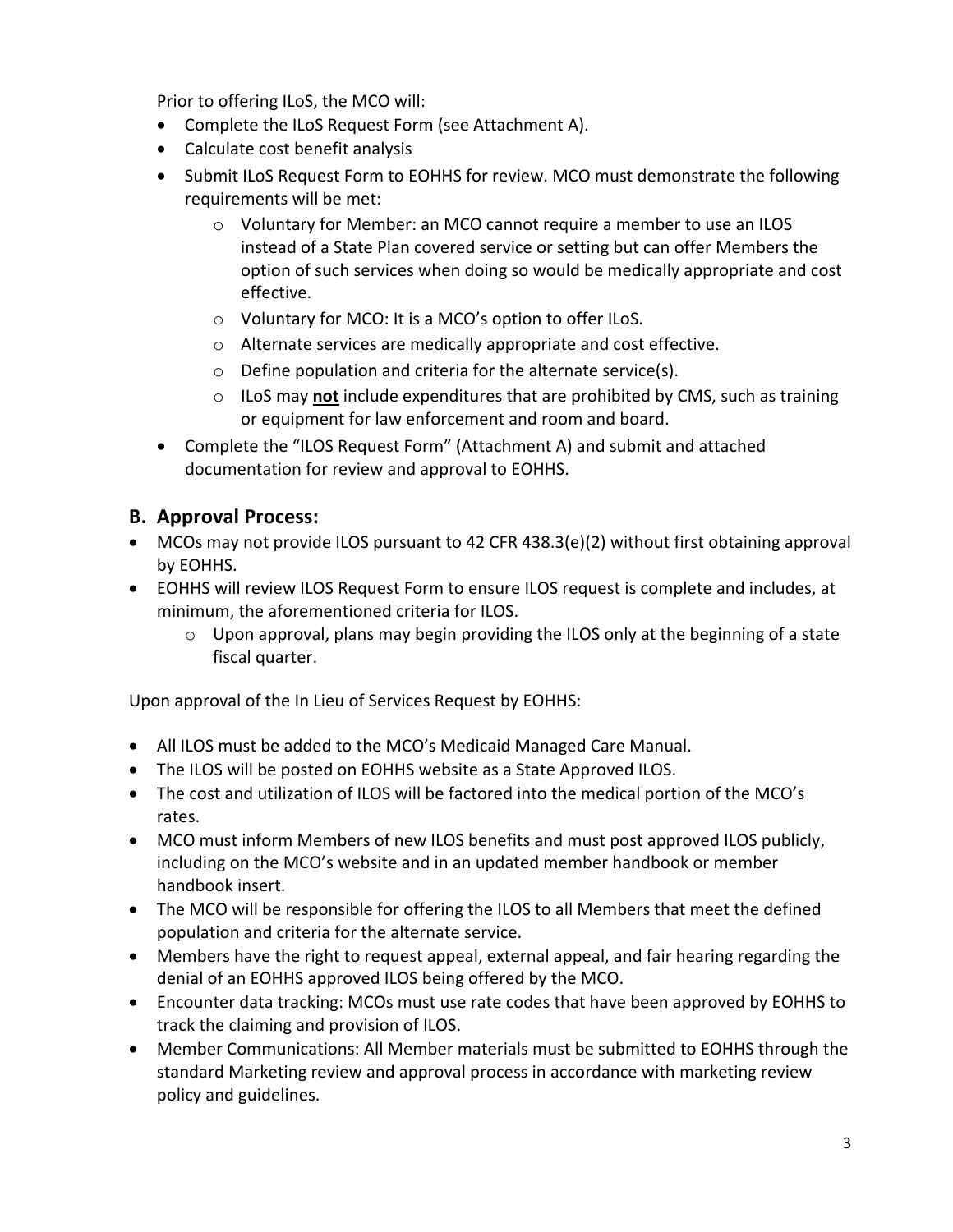Prior to offering ILoS, the MCO will:

- Complete the ILoS Request Form (see Attachment A).
- Calculate cost benefit analysis
- Submit ILoS Request Form to EOHHS for review. MCO must demonstrate the following requirements will be met:
  - Voluntary for Member: an MCO cannot require a member to use an ILOS instead of a State Plan covered service or setting but can offer Members the option of such services when doing so would be medically appropriate and cost effective.
  - Voluntary for MCO: It is a MCO's option to offer ILoS.
  - Alternate services are medically appropriate and cost effective.
  - Define population and criteria for the alternate service(s).
  - ILoS may **not** include expenditures that are prohibited by CMS, such as training or equipment for law enforcement and room and board.
- Complete the "ILOS Request Form" (Attachment A) and submit and attached documentation for review and approval to EOHHS.

## B. Approval Process:

- MCOs may not provide ILOS pursuant to 42 CFR 438.3(e)(2) without first obtaining approval by EOHHS.
- EOHHS will review ILOS Request Form to ensure ILOS request is complete and includes, at minimum, the aforementioned criteria for ILOS.
  - Upon approval, plans may begin providing the ILOS only at the beginning of a state fiscal quarter.

Upon approval of the In Lieu of Services Request by EOHHS:

- All ILOS must be added to the MCO's Medicaid Managed Care Manual.
- The ILOS will be posted on EOHHS website as a State Approved ILOS.
- The cost and utilization of ILOS will be factored into the medical portion of the MCO's rates.
- MCO must inform Members of new ILOS benefits and must post approved ILOS publicly, including on the MCO's website and in an updated member handbook or member handbook insert.
- The MCO will be responsible for offering the ILOS to all Members that meet the defined population and criteria for the alternate service.
- Members have the right to request appeal, external appeal, and fair hearing regarding the denial of an EOHHS approved ILOS being offered by the MCO.
- Encounter data tracking: MCOs must use rate codes that have been approved by EOHHS to track the claiming and provision of ILOS.
- Member Communications: All Member materials must be submitted to EOHHS through the standard Marketing review and approval process in accordance with marketing review policy and guidelines.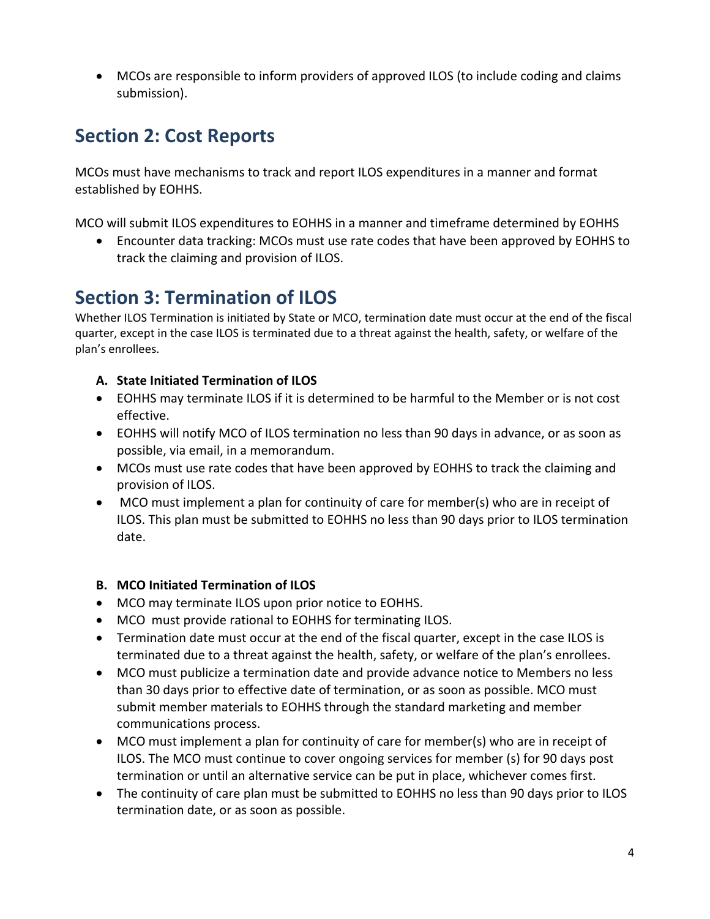- MCOs are responsible to inform providers of approved ILOS (to include coding and claims submission).

## Section 2: Cost Reports

MCOs must have mechanisms to track and report ILOS expenditures in a manner and format established by EOHHS.

MCO will submit ILOS expenditures to EOHHS in a manner and timeframe determined by EOHHS

- Encounter data tracking: MCOs must use rate codes that have been approved by EOHHS to track the claiming and provision of ILOS.

## Section 3: Termination of ILOS

Whether ILOS Termination is initiated by State or MCO, termination date must occur at the end of the fiscal quarter, except in the case ILOS is terminated due to a threat against the health, safety, or welfare of the plan's enrollees.

**A. State Initiated Termination of ILOS**

- EOHHS may terminate ILOS if it is determined to be harmful to the Member or is not cost effective.
- EOHHS will notify MCO of ILOS termination no less than 90 days in advance, or as soon as possible, via email, in a memorandum.
- MCOs must use rate codes that have been approved by EOHHS to track the claiming and provision of ILOS.
- MCO must implement a plan for continuity of care for member(s) who are in receipt of ILOS. This plan must be submitted to EOHHS no less than 90 days prior to ILOS termination date.

**B. MCO Initiated Termination of ILOS**

- MCO may terminate ILOS upon prior notice to EOHHS.
- MCO must provide rational to EOHHS for terminating ILOS.
- Termination date must occur at the end of the fiscal quarter, except in the case ILOS is terminated due to a threat against the health, safety, or welfare of the plan's enrollees.
- MCO must publicize a termination date and provide advance notice to Members no less than 30 days prior to effective date of termination, or as soon as possible. MCO must submit member materials to EOHHS through the standard marketing and member communications process.
- MCO must implement a plan for continuity of care for member(s) who are in receipt of ILOS. The MCO must continue to cover ongoing services for member (s) for 90 days post termination or until an alternative service can be put in place, whichever comes first.
- The continuity of care plan must be submitted to EOHHS no less than 90 days prior to ILOS termination date, or as soon as possible.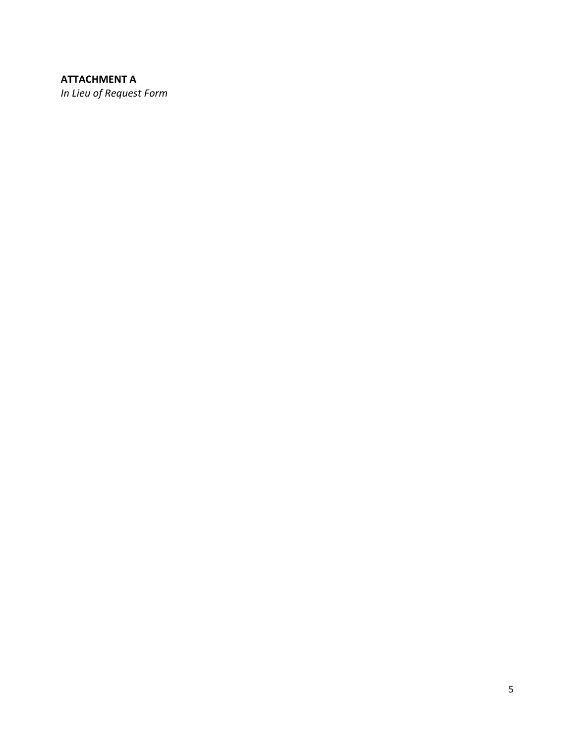**ATTACHMENT A**
*In Lieu of Request Form*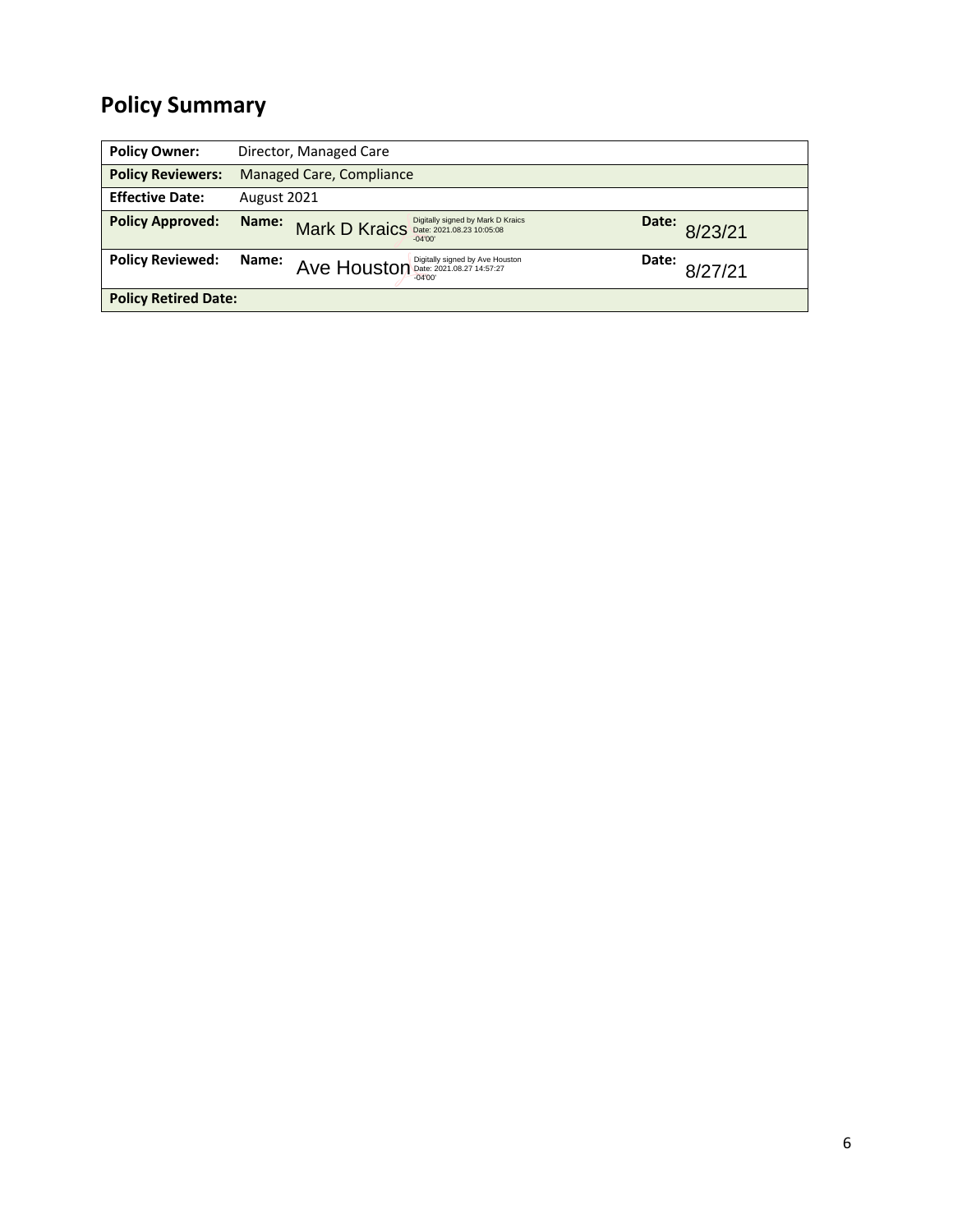## Policy Summary

| | | | |
|---|---|---|---|
| **Policy Owner:** | Director, Managed Care | | |
| **Policy Reviewers:** | Managed Care, Compliance | | |
| **Effective Date:** | August 2021 | | |
| **Policy Approved:** | **Name:** Mark D Kraics Digitally signed by Mark D Kraics Date: 2021.08.23 10:05:08 -04'00' | **Date:** | 8/23/21 |
| **Policy Reviewed:** | **Name:** Ave Houston Digitally signed by Ave Houston Date: 2021.08.27 14:57:27 -04'00' | **Date:** | 8/27/21 |
| **Policy Retired Date:** | | | |